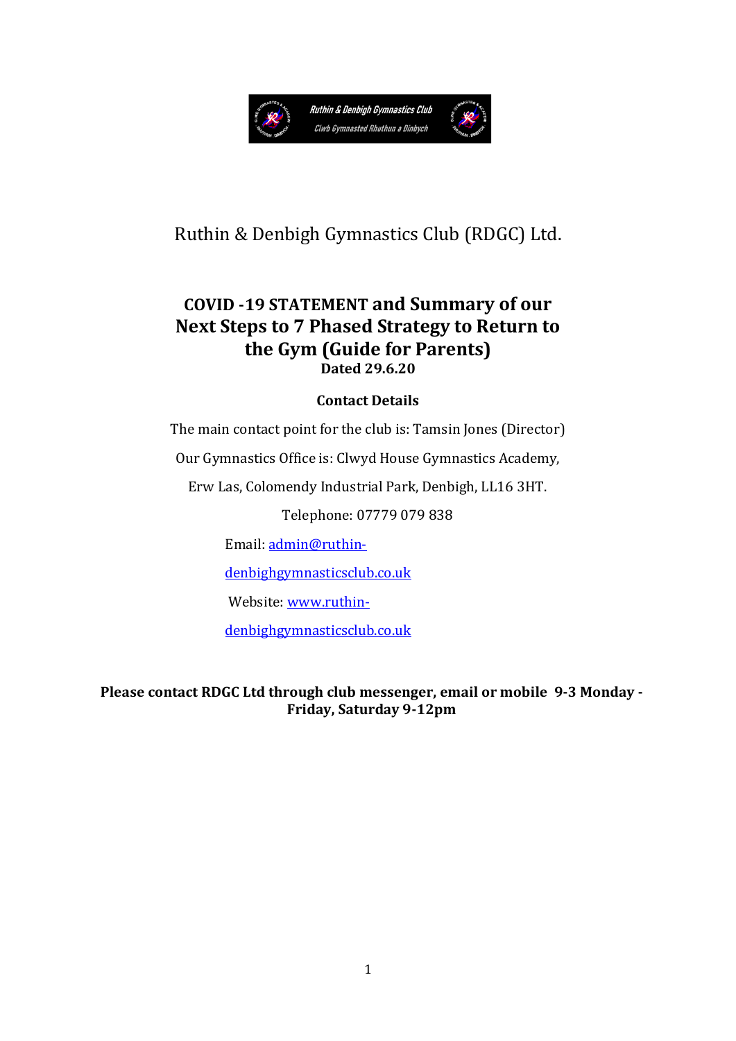Ruthin & Denbigh Gymnastics Club (RDGC) Ltd.

# COVID -19 STATEMENT and Summary of our Next Steps to 7 Phased Strategy to Return to the Gym (Guide for Parents)

**Dated 29.6.20**

**Contact Details**

The main contact point for the club is: Tamsin Jones (Director)

Our Gymnastics Office is: Clwyd House Gymnastics Academy,

Erw Las, Colomendy Industrial Park, Denbigh, LL16 3HT.

Telephone: 07779 079 838

Email: admin@ruthin-denbighgymnasticsclub.co.uk

Website: www.ruthin-denbighgymnasticsclub.co.uk

**Please contact RDGC Ltd through club messenger, email or mobile 9-3 Monday - Friday, Saturday 9-12pm**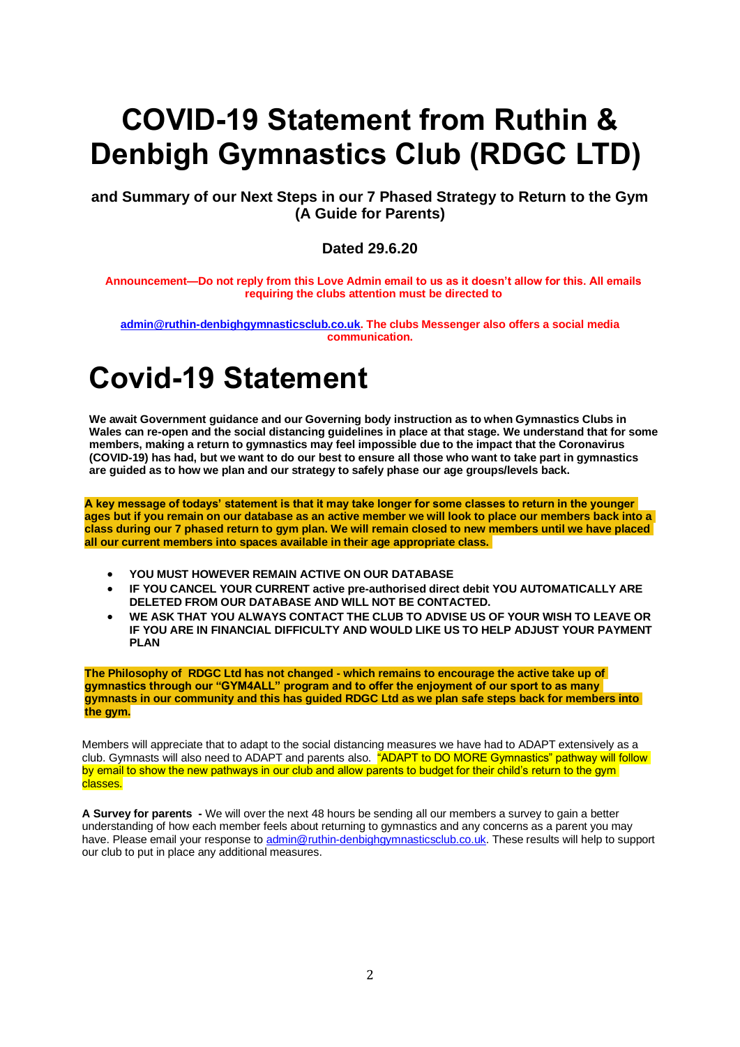# COVID-19 Statement from Ruthin & Denbigh Gymnastics Club (RDGC LTD)

**and Summary of our Next Steps in our 7 Phased Strategy to Return to the Gym (A Guide for Parents)**

**Dated 29.6.20**

**Announcement—Do not reply from this Love Admin email to us as it doesn't allow for this. All emails requiring the clubs attention must be directed to**

**admin@ruthin-denbighgymnasticsclub.co.uk. The clubs Messenger also offers a social media communication.**

# Covid-19 Statement

**We await Government guidance and our Governing body instruction as to when Gymnastics Clubs in Wales can re-open and the social distancing guidelines in place at that stage. We understand that for some members, making a return to gymnastics may feel impossible due to the impact that the Coronavirus (COVID-19) has had, but we want to do our best to ensure all those who want to take part in gymnastics are guided as to how we plan and our strategy to safely phase our age groups/levels back.**

**A key message of todays' statement is that it may take longer for some classes to return in the younger ages but if you remain on our database as an active member we will look to place our members back into a class during our 7 phased return to gym plan. We will remain closed to new members until we have placed all our current members into spaces available in their age appropriate class.**

- **YOU MUST HOWEVER REMAIN ACTIVE ON OUR DATABASE**
- **IF YOU CANCEL YOUR CURRENT active pre-authorised direct debit YOU AUTOMATICALLY ARE DELETED FROM OUR DATABASE AND WILL NOT BE CONTACTED.**
- **WE ASK THAT YOU ALWAYS CONTACT THE CLUB TO ADVISE US OF YOUR WISH TO LEAVE OR IF YOU ARE IN FINANCIAL DIFFICULTY AND WOULD LIKE US TO HELP ADJUST YOUR PAYMENT PLAN**

**The Philosophy of RDGC Ltd has not changed - which remains to encourage the active take up of gymnastics through our "GYM4ALL" program and to offer the enjoyment of our sport to as many gymnasts in our community and this has guided RDGC Ltd as we plan safe steps back for members into the gym.**

Members will appreciate that to adapt to the social distancing measures we have had to ADAPT extensively as a club. Gymnasts will also need to ADAPT and parents also. "ADAPT to DO MORE Gymnastics" pathway will follow by email to show the new pathways in our club and allow parents to budget for their child's return to the gym classes.

**A Survey for parents** - We will over the next 48 hours be sending all our members a survey to gain a better understanding of how each member feels about returning to gymnastics and any concerns as a parent you may have. Please email your response to admin@ruthin-denbighgymnasticsclub.co.uk. These results will help to support our club to put in place any additional measures.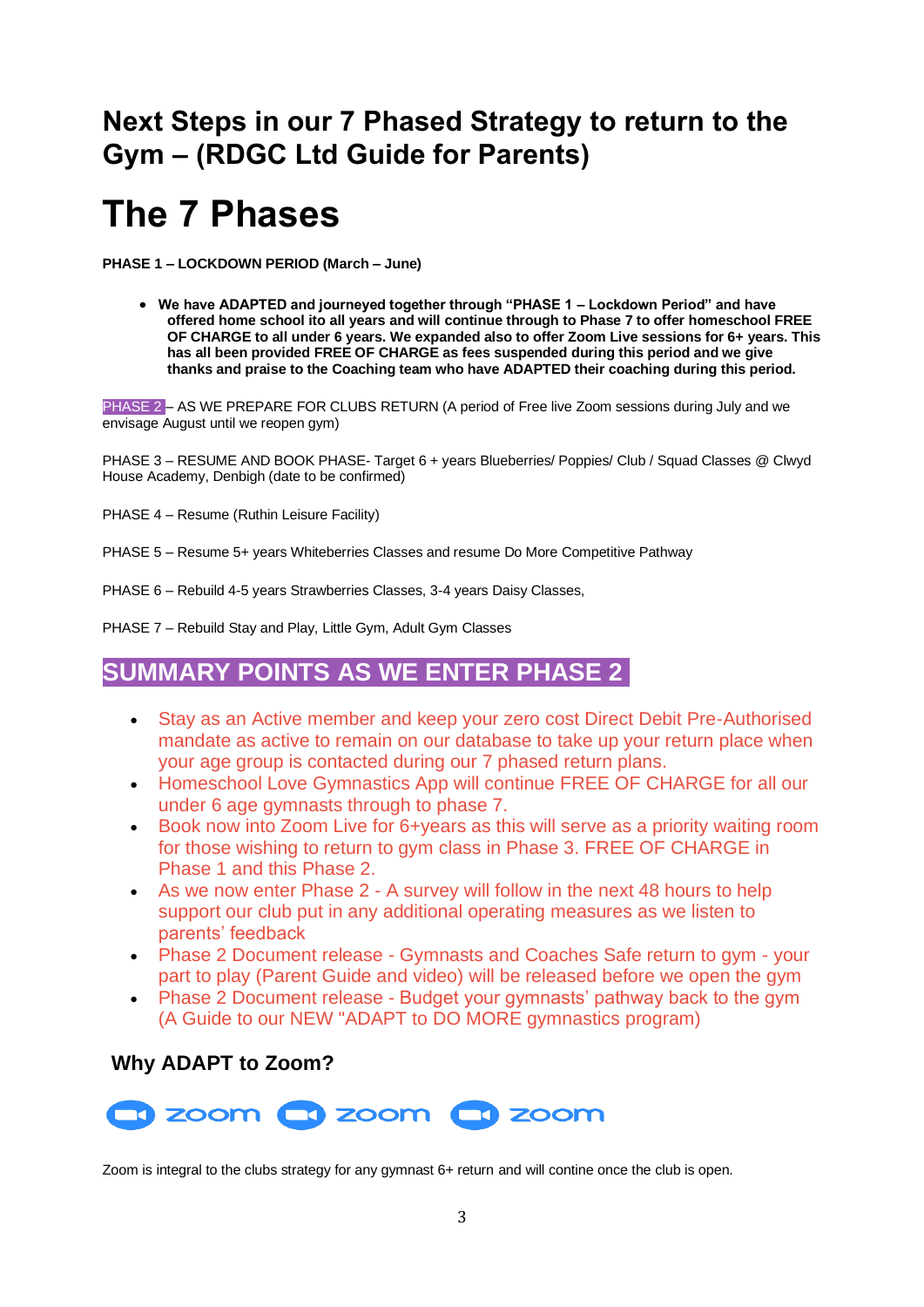# Next Steps in our 7 Phased Strategy to return to the Gym – (RDGC Ltd Guide for Parents)

# The 7 Phases

**PHASE 1 – LOCKDOWN PERIOD (March – June)**

- **We have ADAPTED and journeyed together through "PHASE 1 – Lockdown Period" and have offered home school ito all years and will continue through to Phase 7 to offer homeschool FREE OF CHARGE to all under 6 years. We expanded also to offer Zoom Live sessions for 6+ years. This has all been provided FREE OF CHARGE as fees suspended during this period and we give thanks and praise to the Coaching team who have ADAPTED their coaching during this period.**

PHASE 2 – AS WE PREPARE FOR CLUBS RETURN (A period of Free live Zoom sessions during July and we envisage August until we reopen gym)

PHASE 3 – RESUME AND BOOK PHASE- Target 6 + years Blueberries/ Poppies/ Club / Squad Classes @ Clwyd House Academy, Denbigh (date to be confirmed)

PHASE 4 – Resume (Ruthin Leisure Facility)

PHASE 5 – Resume 5+ years Whiteberries Classes and resume Do More Competitive Pathway

PHASE 6 – Rebuild 4-5 years Strawberries Classes, 3-4 years Daisy Classes,

PHASE 7 – Rebuild Stay and Play, Little Gym, Adult Gym Classes

## SUMMARY POINTS AS WE ENTER PHASE 2

- Stay as an Active member and keep your zero cost Direct Debit Pre-Authorised mandate as active to remain on our database to take up your return place when your age group is contacted during our 7 phased return plans.
- Homeschool Love Gymnastics App will continue FREE OF CHARGE for all our under 6 age gymnasts through to phase 7.
- Book now into Zoom Live for 6+years as this will serve as a priority waiting room for those wishing to return to gym class in Phase 3. FREE OF CHARGE in Phase 1 and this Phase 2.
- As we now enter Phase 2 - A survey will follow in the next 48 hours to help support our club put in any additional operating measures as we listen to parents' feedback
- Phase 2 Document release - Gymnasts and Coaches Safe return to gym - your part to play (Parent Guide and video) will be released before we open the gym
- Phase 2 Document release - Budget your gymnasts' pathway back to the gym (A Guide to our NEW "ADAPT to DO MORE gymnastics program)

### Why ADAPT to Zoom?

zoom zoom zoom

Zoom is integral to the clubs strategy for any gymnast 6+ return and will contine once the club is open.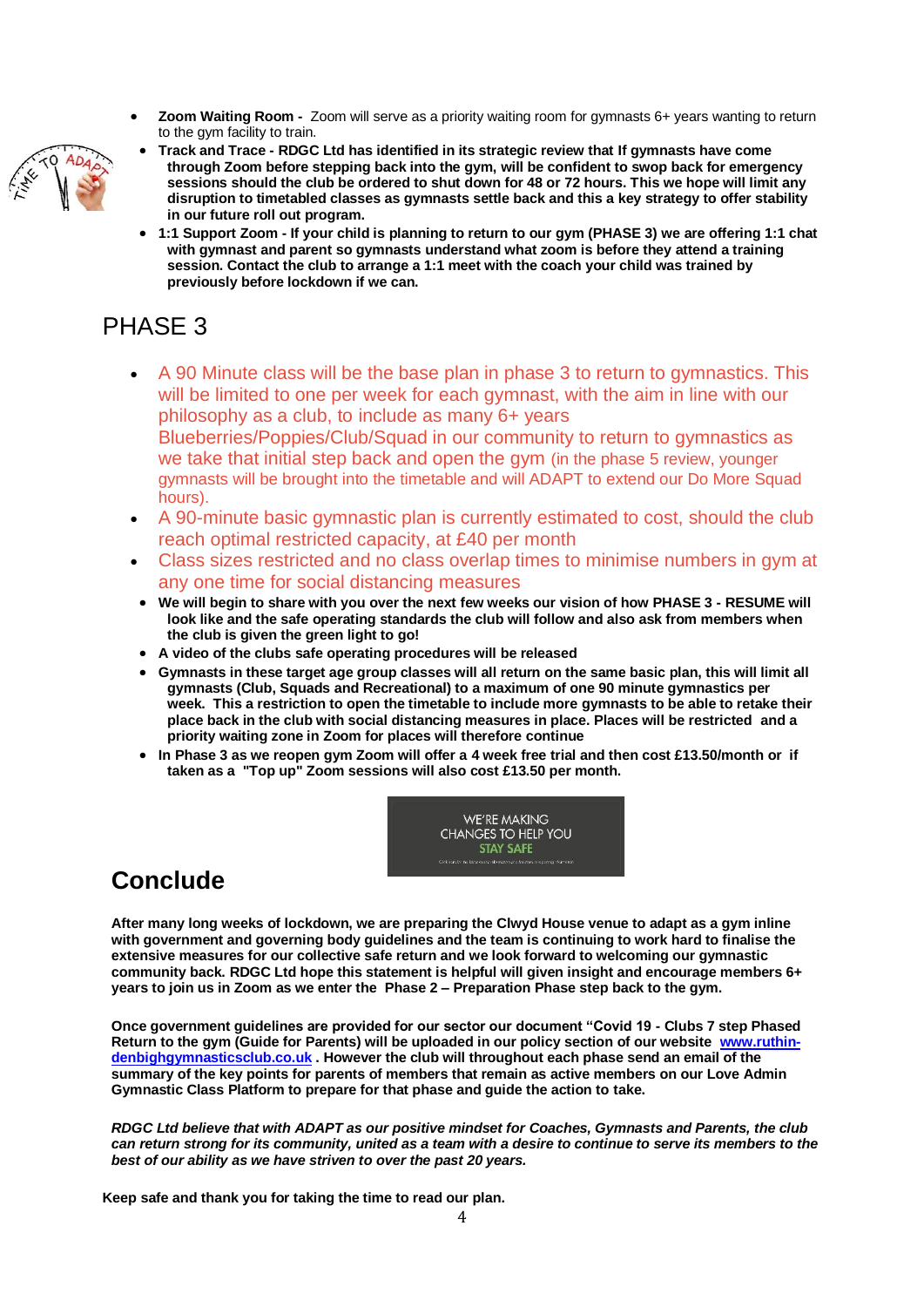- **Zoom Waiting Room -** Zoom will serve as a priority waiting room for gymnasts 6+ years wanting to return to the gym facility to train.
- **Track and Trace - RDGC Ltd has identified in its strategic review that If gymnasts have come through Zoom before stepping back into the gym, will be confident to swop back for emergency sessions should the club be ordered to shut down for 48 or 72 hours. This we hope will limit any disruption to timetabled classes as gymnasts settle back and this a key strategy to offer stability in our future roll out program.**
- **1:1 Support Zoom - If your child is planning to return to our gym (PHASE 3) we are offering 1:1 chat with gymnast and parent so gymnasts understand what zoom is before they attend a training session. Contact the club to arrange a 1:1 meet with the coach your child was trained by previously before lockdown if we can.**

# PHASE 3

- A 90 Minute class will be the base plan in phase 3 to return to gymnastics. This will be limited to one per week for each gymnast, with the aim in line with our philosophy as a club, to include as many 6+ years Blueberries/Poppies/Club/Squad in our community to return to gymnastics as we take that initial step back and open the gym (in the phase 5 review, younger gymnasts will be brought into the timetable and will ADAPT to extend our Do More Squad hours).
- A 90-minute basic gymnastic plan is currently estimated to cost, should the club reach optimal restricted capacity, at £40 per month
- Class sizes restricted and no class overlap times to minimise numbers in gym at any one time for social distancing measures
- **We will begin to share with you over the next few weeks our vision of how PHASE 3 - RESUME will look like and the safe operating standards the club will follow and also ask from members when the club is given the green light to go!**
- **A video of the clubs safe operating procedures will be released**
- **Gymnasts in these target age group classes will all return on the same basic plan, this will limit all gymnasts (Club, Squads and Recreational) to a maximum of one 90 minute gymnastics per week. This a restriction to open the timetable to include more gymnasts to be able to retake their place back in the club with social distancing measures in place. Places will be restricted and a priority waiting zone in Zoom for places will therefore continue**
- **In Phase 3 as we reopen gym Zoom will offer a 4 week free trial and then cost £13.50/month or if taken as a "Top up" Zoom sessions will also cost £13.50 per month.**

# Conclude

**After many long weeks of lockdown, we are preparing the Clwyd House venue to adapt as a gym inline with government and governing body guidelines and the team is continuing to work hard to finalise the extensive measures for our collective safe return and we look forward to welcoming our gymnastic community back. RDGC Ltd hope this statement is helpful will given insight and encourage members 6+ years to join us in Zoom as we enter the Phase 2 – Preparation Phase step back to the gym.**

**Once government guidelines are provided for our sector our document "Covid 19 - Clubs 7 step Phased Return to the gym (Guide for Parents) will be uploaded in our policy section of our website [www.ruthin-denbighgymnasticsclub.co.uk](http://www.ruthin-denbighgymnasticsclub.co.uk) . However the club will throughout each phase send an email of the summary of the key points for parents of members that remain as active members on our Love Admin Gymnastic Class Platform to prepare for that phase and guide the action to take.**

***RDGC Ltd believe that with ADAPT as our positive mindset for Coaches, Gymnasts and Parents, the club can return strong for its community, united as a team with a desire to continue to serve its members to the best of our ability as we have striven to over the past 20 years.***

**Keep safe and thank you for taking the time to read our plan.**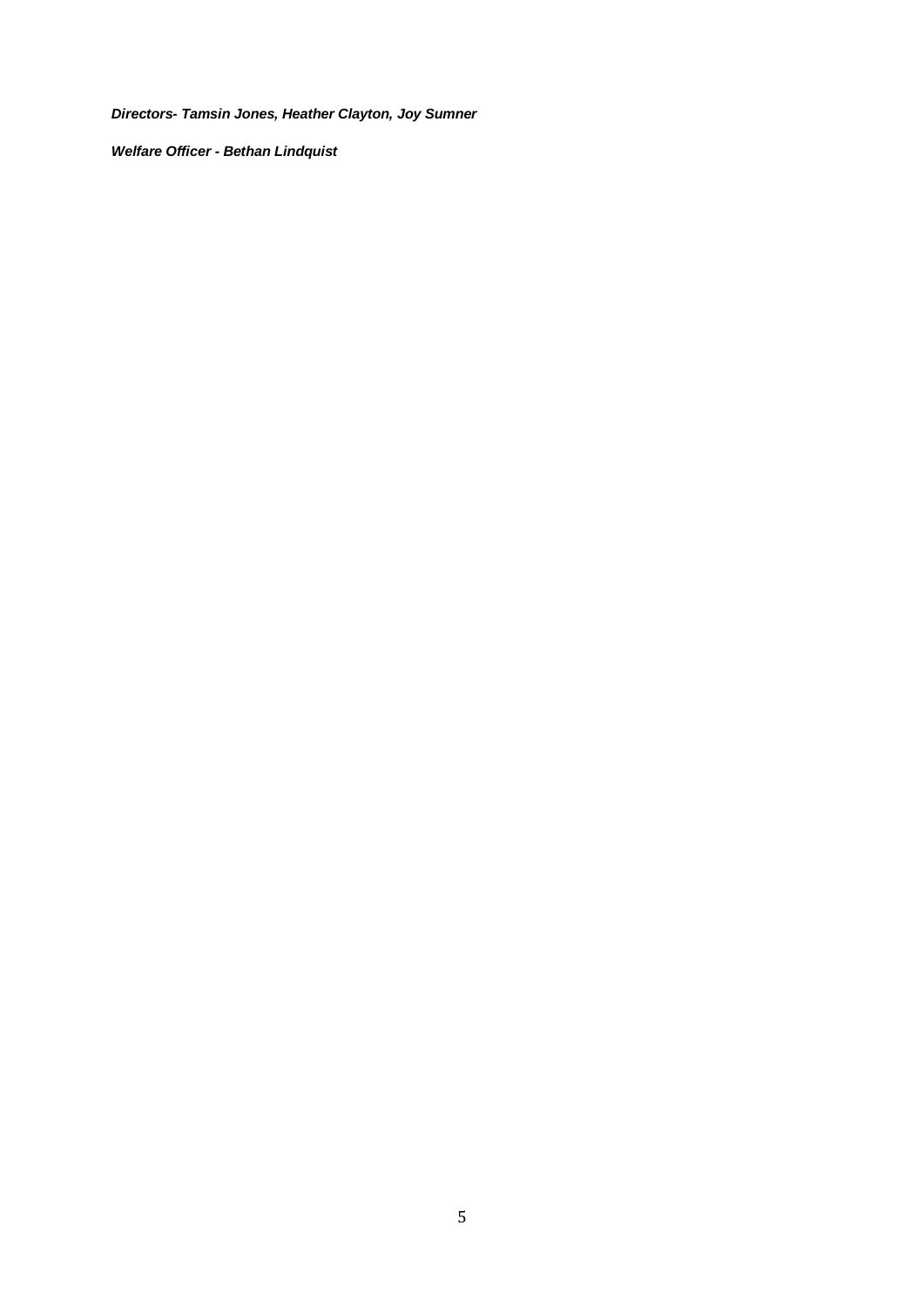***Directors- Tamsin Jones, Heather Clayton, Joy Sumner***

***Welfare Officer - Bethan Lindquist***